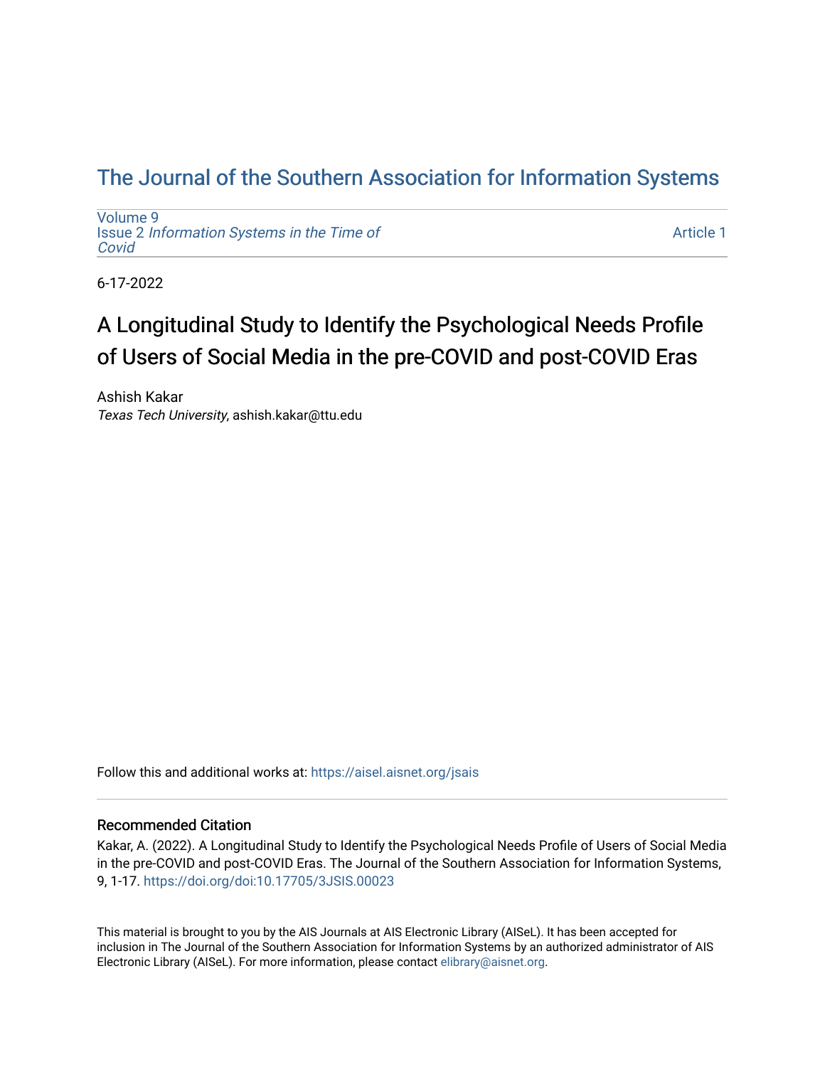# The Journal of the Southern Association for Information Systems

Volume 9
Issue 2 *Information Systems in the Time of Covid*

Article 1

6-17-2022

## A Longitudinal Study to Identify the Psychological Needs Profile of Users of Social Media in the pre-COVID and post-COVID Eras

Ashish Kakar
*Texas Tech University*, ashish.kakar@ttu.edu

Follow this and additional works at: https://aisel.aisnet.org/jsais

### Recommended Citation

Kakar, A. (2022). A Longitudinal Study to Identify the Psychological Needs Profile of Users of Social Media in the pre-COVID and post-COVID Eras. The Journal of the Southern Association for Information Systems, 9, 1-17. https://doi.org/doi:10.17705/3JSIS.00023

This material is brought to you by the AIS Journals at AIS Electronic Library (AISeL). It has been accepted for inclusion in The Journal of the Southern Association for Information Systems by an authorized administrator of AIS Electronic Library (AISeL). For more information, please contact elibrary@aisnet.org.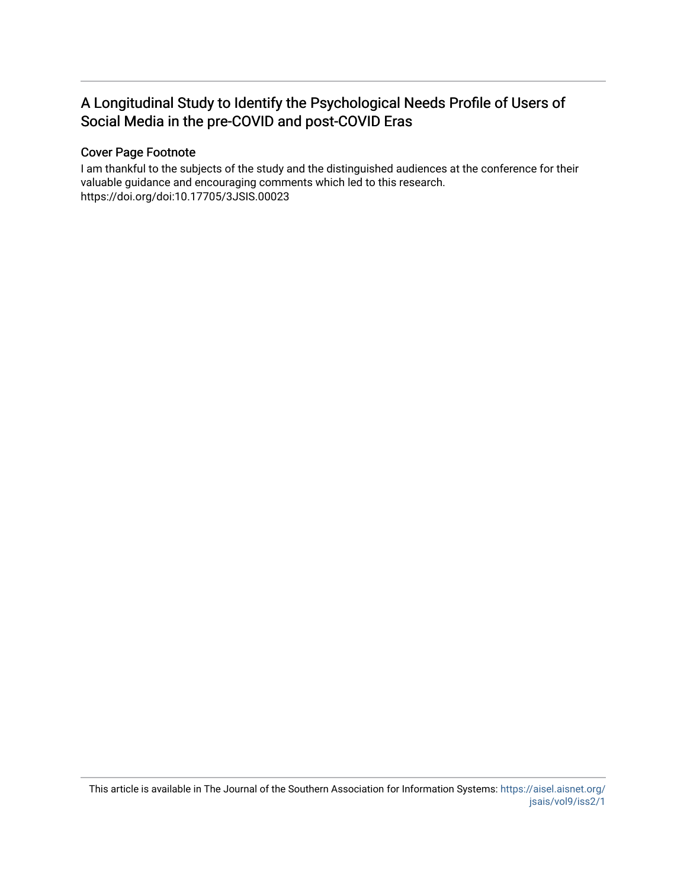# A Longitudinal Study to Identify the Psychological Needs Profile of Users of Social Media in the pre-COVID and post-COVID Eras

## Cover Page Footnote

I am thankful to the subjects of the study and the distinguished audiences at the conference for their valuable guidance and encouraging comments which led to this research. https://doi.org/doi:10.17705/3JSIS.00023

This article is available in The Journal of the Southern Association for Information Systems: https://aisel.aisnet.org/jsais/vol9/iss2/1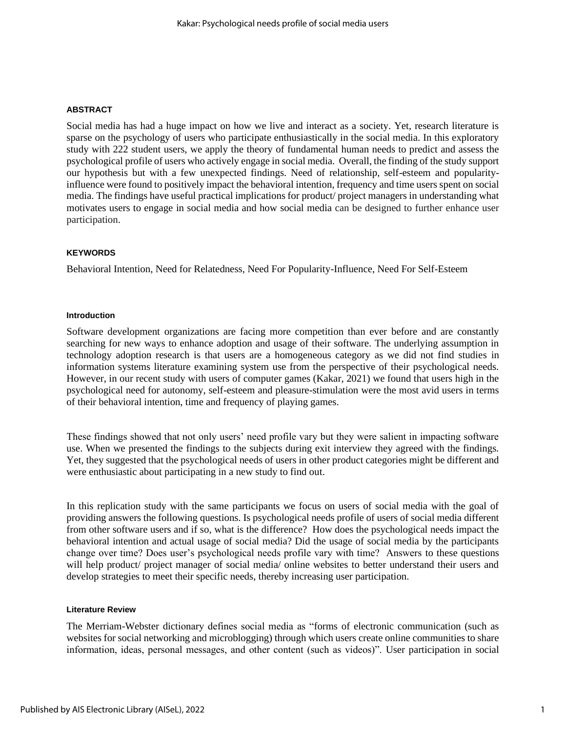### ABSTRACT

Social media has had a huge impact on how we live and interact as a society. Yet, research literature is sparse on the psychology of users who participate enthusiastically in the social media. In this exploratory study with 222 student users, we apply the theory of fundamental human needs to predict and assess the psychological profile of users who actively engage in social media. Overall, the finding of the study support our hypothesis but with a few unexpected findings. Need of relationship, self-esteem and popularity-influence were found to positively impact the behavioral intention, frequency and time users spent on social media. The findings have useful practical implications for product/ project managers in understanding what motivates users to engage in social media and how social media can be designed to further enhance user participation.

### KEYWORDS

Behavioral Intention, Need for Relatedness, Need For Popularity-Influence, Need For Self-Esteem

### Introduction

Software development organizations are facing more competition than ever before and are constantly searching for new ways to enhance adoption and usage of their software. The underlying assumption in technology adoption research is that users are a homogeneous category as we did not find studies in information systems literature examining system use from the perspective of their psychological needs. However, in our recent study with users of computer games (Kakar, 2021) we found that users high in the psychological need for autonomy, self-esteem and pleasure-stimulation were the most avid users in terms of their behavioral intention, time and frequency of playing games.

These findings showed that not only users' need profile vary but they were salient in impacting software use. When we presented the findings to the subjects during exit interview they agreed with the findings. Yet, they suggested that the psychological needs of users in other product categories might be different and were enthusiastic about participating in a new study to find out.

In this replication study with the same participants we focus on users of social media with the goal of providing answers the following questions. Is psychological needs profile of users of social media different from other software users and if so, what is the difference? How does the psychological needs impact the behavioral intention and actual usage of social media? Did the usage of social media by the participants change over time? Does user's psychological needs profile vary with time? Answers to these questions will help product/ project manager of social media/ online websites to better understand their users and develop strategies to meet their specific needs, thereby increasing user participation.

### Literature Review

The Merriam-Webster dictionary defines social media as "forms of electronic communication (such as websites for social networking and microblogging) through which users create online communities to share information, ideas, personal messages, and other content (such as videos)". User participation in social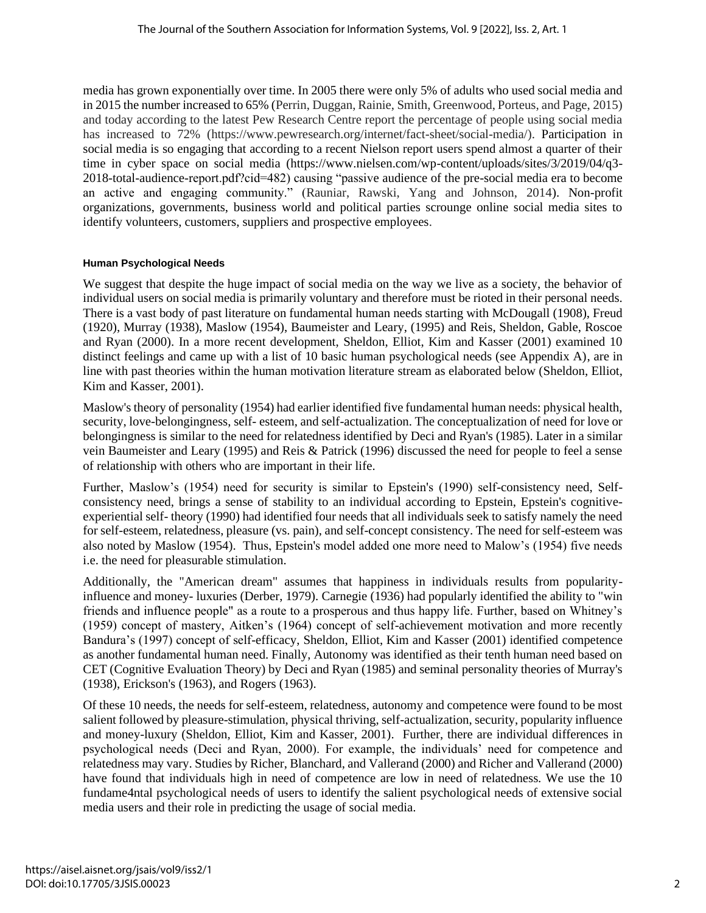media has grown exponentially over time. In 2005 there were only 5% of adults who used social media and in 2015 the number increased to 65% (Perrin, Duggan, Rainie, Smith, Greenwood, Porteus, and Page, 2015) and today according to the latest Pew Research Centre report the percentage of people using social media has increased to 72% (https://www.pewresearch.org/internet/fact-sheet/social-media/). Participation in social media is so engaging that according to a recent Nielson report users spend almost a quarter of their time in cyber space on social media (https://www.nielsen.com/wp-content/uploads/sites/3/2019/04/q3-2018-total-audience-report.pdf?cid=482) causing "passive audience of the pre-social media era to become an active and engaging community." (Rauniar, Rawski, Yang and Johnson, 2014). Non-profit organizations, governments, business world and political parties scrounge online social media sites to identify volunteers, customers, suppliers and prospective employees.

#### Human Psychological Needs

We suggest that despite the huge impact of social media on the way we live as a society, the behavior of individual users on social media is primarily voluntary and therefore must be rioted in their personal needs. There is a vast body of past literature on fundamental human needs starting with McDougall (1908), Freud (1920), Murray (1938), Maslow (1954), Baumeister and Leary, (1995) and Reis, Sheldon, Gable, Roscoe and Ryan (2000). In a more recent development, Sheldon, Elliot, Kim and Kasser (2001) examined 10 distinct feelings and came up with a list of 10 basic human psychological needs (see Appendix A), are in line with past theories within the human motivation literature stream as elaborated below (Sheldon, Elliot, Kim and Kasser, 2001).

Maslow's theory of personality (1954) had earlier identified five fundamental human needs: physical health, security, love-belongingness, self- esteem, and self-actualization. The conceptualization of need for love or belongingness is similar to the need for relatedness identified by Deci and Ryan's (1985). Later in a similar vein Baumeister and Leary (1995) and Reis & Patrick (1996) discussed the need for people to feel a sense of relationship with others who are important in their life.

Further, Maslow's (1954) need for security is similar to Epstein's (1990) self-consistency need, Self-consistency need, brings a sense of stability to an individual according to Epstein, Epstein's cognitive-experiential self- theory (1990) had identified four needs that all individuals seek to satisfy namely the need for self-esteem, relatedness, pleasure (vs. pain), and self-concept consistency. The need for self-esteem was also noted by Maslow (1954). Thus, Epstein's model added one more need to Malow's (1954) five needs i.e. the need for pleasurable stimulation.

Additionally, the "American dream" assumes that happiness in individuals results from popularity-influence and money- luxuries (Derber, 1979). Carnegie (1936) had popularly identified the ability to "win friends and influence people" as a route to a prosperous and thus happy life. Further, based on Whitney's (1959) concept of mastery, Aitken's (1964) concept of self-achievement motivation and more recently Bandura's (1997) concept of self-efficacy, Sheldon, Elliot, Kim and Kasser (2001) identified competence as another fundamental human need. Finally, Autonomy was identified as their tenth human need based on CET (Cognitive Evaluation Theory) by Deci and Ryan (1985) and seminal personality theories of Murray's (1938), Erickson's (1963), and Rogers (1963).

Of these 10 needs, the needs for self-esteem, relatedness, autonomy and competence were found to be most salient followed by pleasure-stimulation, physical thriving, self-actualization, security, popularity influence and money-luxury (Sheldon, Elliot, Kim and Kasser, 2001). Further, there are individual differences in psychological needs (Deci and Ryan, 2000). For example, the individuals' need for competence and relatedness may vary. Studies by Richer, Blanchard, and Vallerand (2000) and Richer and Vallerand (2000) have found that individuals high in need of competence are low in need of relatedness. We use the 10 fundame4ntal psychological needs of users to identify the salient psychological needs of extensive social media users and their role in predicting the usage of social media.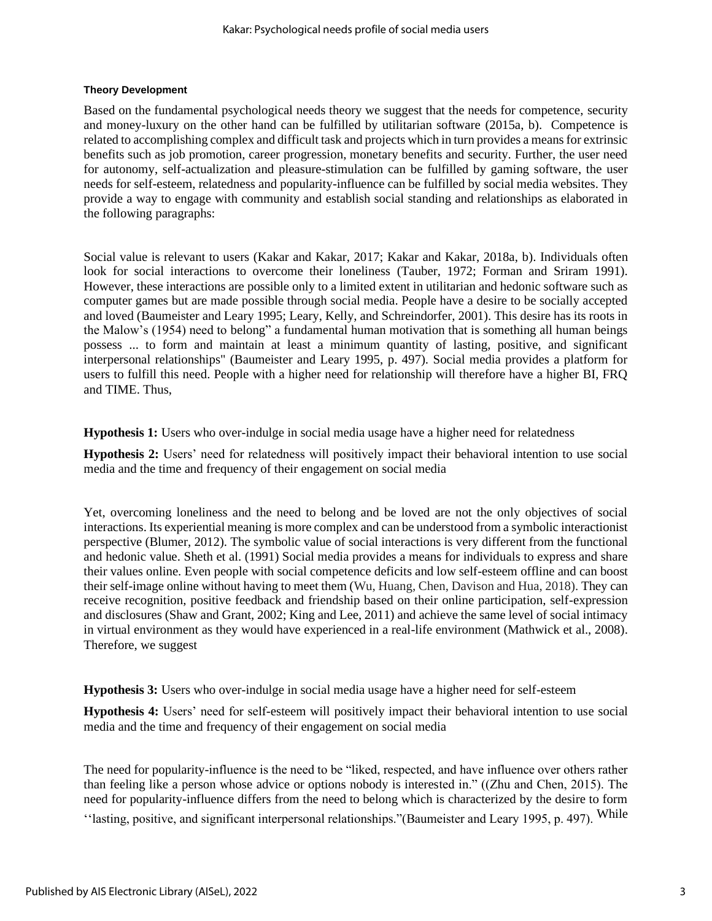#### Theory Development

Based on the fundamental psychological needs theory we suggest that the needs for competence, security and money-luxury on the other hand can be fulfilled by utilitarian software (2015a, b). Competence is related to accomplishing complex and difficult task and projects which in turn provides a means for extrinsic benefits such as job promotion, career progression, monetary benefits and security. Further, the user need for autonomy, self-actualization and pleasure-stimulation can be fulfilled by gaming software, the user needs for self-esteem, relatedness and popularity-influence can be fulfilled by social media websites. They provide a way to engage with community and establish social standing and relationships as elaborated in the following paragraphs:

Social value is relevant to users (Kakar and Kakar, 2017; Kakar and Kakar, 2018a, b). Individuals often look for social interactions to overcome their loneliness (Tauber, 1972; Forman and Sriram 1991). However, these interactions are possible only to a limited extent in utilitarian and hedonic software such as computer games but are made possible through social media. People have a desire to be socially accepted and loved (Baumeister and Leary 1995; Leary, Kelly, and Schreindorfer, 2001). This desire has its roots in the Malow's (1954) need to belong" a fundamental human motivation that is something all human beings possess ... to form and maintain at least a minimum quantity of lasting, positive, and significant interpersonal relationships" (Baumeister and Leary 1995, p. 497). Social media provides a platform for users to fulfill this need. People with a higher need for relationship will therefore have a higher BI, FRQ and TIME. Thus,

**Hypothesis 1:** Users who over-indulge in social media usage have a higher need for relatedness

**Hypothesis 2:** Users' need for relatedness will positively impact their behavioral intention to use social media and the time and frequency of their engagement on social media

Yet, overcoming loneliness and the need to belong and be loved are not the only objectives of social interactions. Its experiential meaning is more complex and can be understood from a symbolic interactionist perspective (Blumer, 2012). The symbolic value of social interactions is very different from the functional and hedonic value. Sheth et al. (1991) Social media provides a means for individuals to express and share their values online. Even people with social competence deficits and low self-esteem offline and can boost their self-image online without having to meet them (Wu, Huang, Chen, Davison and Hua, 2018). They can receive recognition, positive feedback and friendship based on their online participation, self-expression and disclosures (Shaw and Grant, 2002; King and Lee, 2011) and achieve the same level of social intimacy in virtual environment as they would have experienced in a real-life environment (Mathwick et al., 2008). Therefore, we suggest

**Hypothesis 3:** Users who over-indulge in social media usage have a higher need for self-esteem

**Hypothesis 4:** Users' need for self-esteem will positively impact their behavioral intention to use social media and the time and frequency of their engagement on social media

The need for popularity-influence is the need to be "liked, respected, and have influence over others rather than feeling like a person whose advice or options nobody is interested in." ((Zhu and Chen, 2015). The need for popularity-influence differs from the need to belong which is characterized by the desire to form ''lasting, positive, and significant interpersonal relationships."(Baumeister and Leary 1995, p. 497). While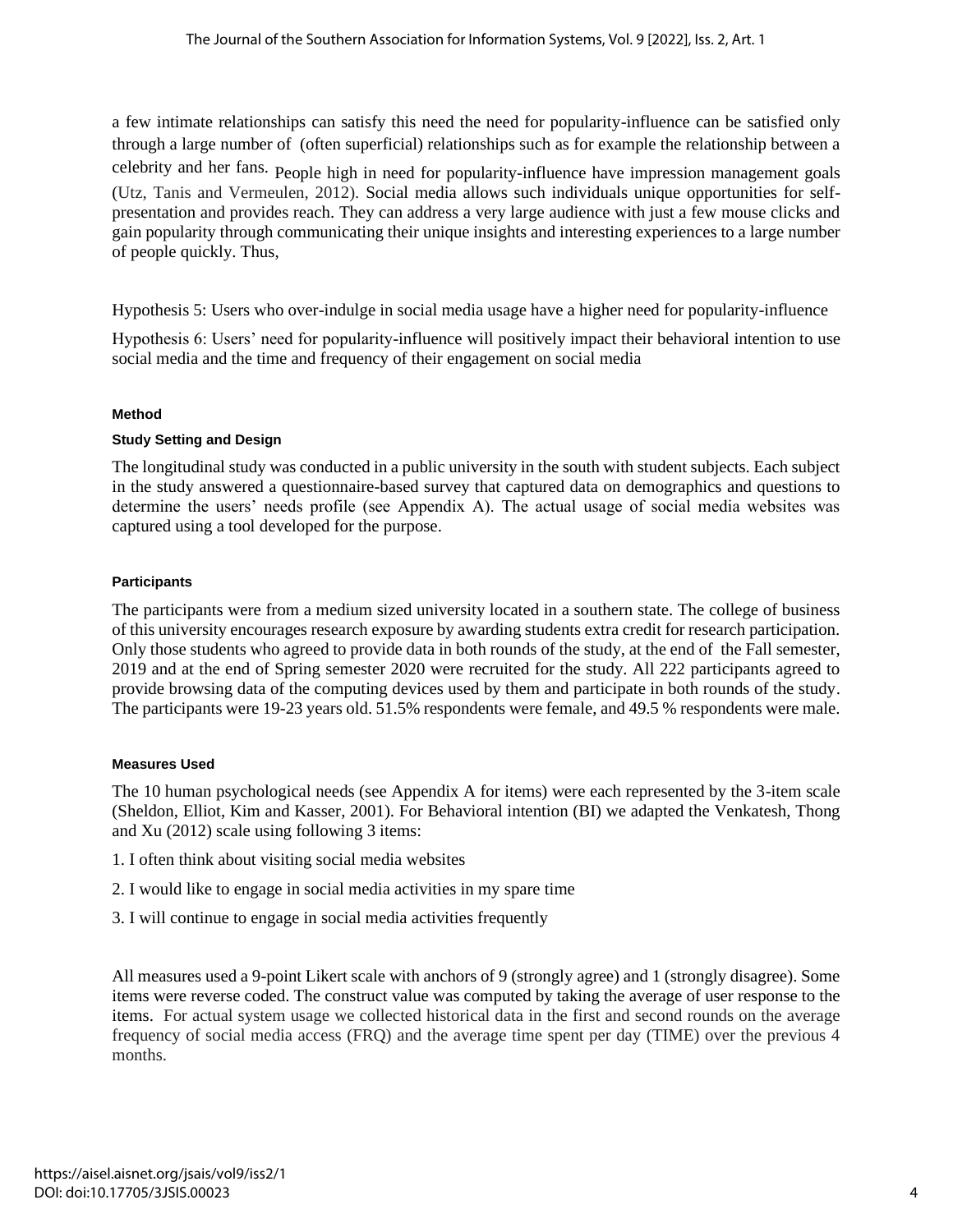a few intimate relationships can satisfy this need the need for popularity-influence can be satisfied only through a large number of (often superficial) relationships such as for example the relationship between a celebrity and her fans. People high in need for popularity-influence have impression management goals (Utz, Tanis and Vermeulen, 2012). Social media allows such individuals unique opportunities for self-presentation and provides reach. They can address a very large audience with just a few mouse clicks and gain popularity through communicating their unique insights and interesting experiences to a large number of people quickly. Thus,

Hypothesis 5: Users who over-indulge in social media usage have a higher need for popularity-influence

Hypothesis 6: Users' need for popularity-influence will positively impact their behavioral intention to use social media and the time and frequency of their engagement on social media

#### Method

##### Study Setting and Design

The longitudinal study was conducted in a public university in the south with student subjects. Each subject in the study answered a questionnaire-based survey that captured data on demographics and questions to determine the users' needs profile (see Appendix A). The actual usage of social media websites was captured using a tool developed for the purpose.

##### Participants

The participants were from a medium sized university located in a southern state. The college of business of this university encourages research exposure by awarding students extra credit for research participation. Only those students who agreed to provide data in both rounds of the study, at the end of the Fall semester, 2019 and at the end of Spring semester 2020 were recruited for the study. All 222 participants agreed to provide browsing data of the computing devices used by them and participate in both rounds of the study. The participants were 19-23 years old. 51.5% respondents were female, and 49.5 % respondents were male.

##### Measures Used

The 10 human psychological needs (see Appendix A for items) were each represented by the 3-item scale (Sheldon, Elliot, Kim and Kasser, 2001). For Behavioral intention (BI) we adapted the Venkatesh, Thong and Xu (2012) scale using following 3 items:

1. I often think about visiting social media websites
2. I would like to engage in social media activities in my spare time
3. I will continue to engage in social media activities frequently

All measures used a 9-point Likert scale with anchors of 9 (strongly agree) and 1 (strongly disagree). Some items were reverse coded. The construct value was computed by taking the average of user response to the items. For actual system usage we collected historical data in the first and second rounds on the average frequency of social media access (FRQ) and the average time spent per day (TIME) over the previous 4 months.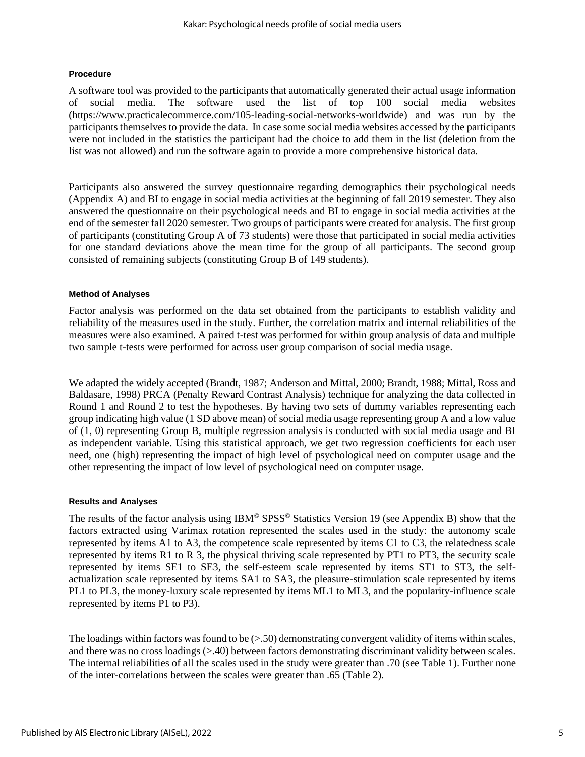#### Procedure

A software tool was provided to the participants that automatically generated their actual usage information of social media. The software used the list of top 100 social media websites (https://www.practicalecommerce.com/105-leading-social-networks-worldwide) and was run by the participants themselves to provide the data. In case some social media websites accessed by the participants were not included in the statistics the participant had the choice to add them in the list (deletion from the list was not allowed) and run the software again to provide a more comprehensive historical data.

Participants also answered the survey questionnaire regarding demographics their psychological needs (Appendix A) and BI to engage in social media activities at the beginning of fall 2019 semester. They also answered the questionnaire on their psychological needs and BI to engage in social media activities at the end of the semester fall 2020 semester. Two groups of participants were created for analysis. The first group of participants (constituting Group A of 73 students) were those that participated in social media activities for one standard deviations above the mean time for the group of all participants. The second group consisted of remaining subjects (constituting Group B of 149 students).

#### Method of Analyses

Factor analysis was performed on the data set obtained from the participants to establish validity and reliability of the measures used in the study. Further, the correlation matrix and internal reliabilities of the measures were also examined. A paired t-test was performed for within group analysis of data and multiple two sample t-tests were performed for across user group comparison of social media usage.

We adapted the widely accepted (Brandt, 1987; Anderson and Mittal, 2000; Brandt, 1988; Mittal, Ross and Baldasare, 1998) PRCA (Penalty Reward Contrast Analysis) technique for analyzing the data collected in Round 1 and Round 2 to test the hypotheses. By having two sets of dummy variables representing each group indicating high value (1 SD above mean) of social media usage representing group A and a low value of (1, 0) representing Group B, multiple regression analysis is conducted with social media usage and BI as independent variable. Using this statistical approach, we get two regression coefficients for each user need, one (high) representing the impact of high level of psychological need on computer usage and the other representing the impact of low level of psychological need on computer usage.

#### Results and Analyses

The results of the factor analysis using IBM© SPSS© Statistics Version 19 (see Appendix B) show that the factors extracted using Varimax rotation represented the scales used in the study: the autonomy scale represented by items A1 to A3, the competence scale represented by items C1 to C3, the relatedness scale represented by items R1 to R 3, the physical thriving scale represented by PT1 to PT3, the security scale represented by items SE1 to SE3, the self-esteem scale represented by items ST1 to ST3, the self-actualization scale represented by items SA1 to SA3, the pleasure-stimulation scale represented by items PL1 to PL3, the money-luxury scale represented by items ML1 to ML3, and the popularity-influence scale represented by items P1 to P3).

The loadings within factors was found to be (>.50) demonstrating convergent validity of items within scales, and there was no cross loadings (>.40) between factors demonstrating discriminant validity between scales. The internal reliabilities of all the scales used in the study were greater than .70 (see Table 1). Further none of the inter-correlations between the scales were greater than .65 (Table 2).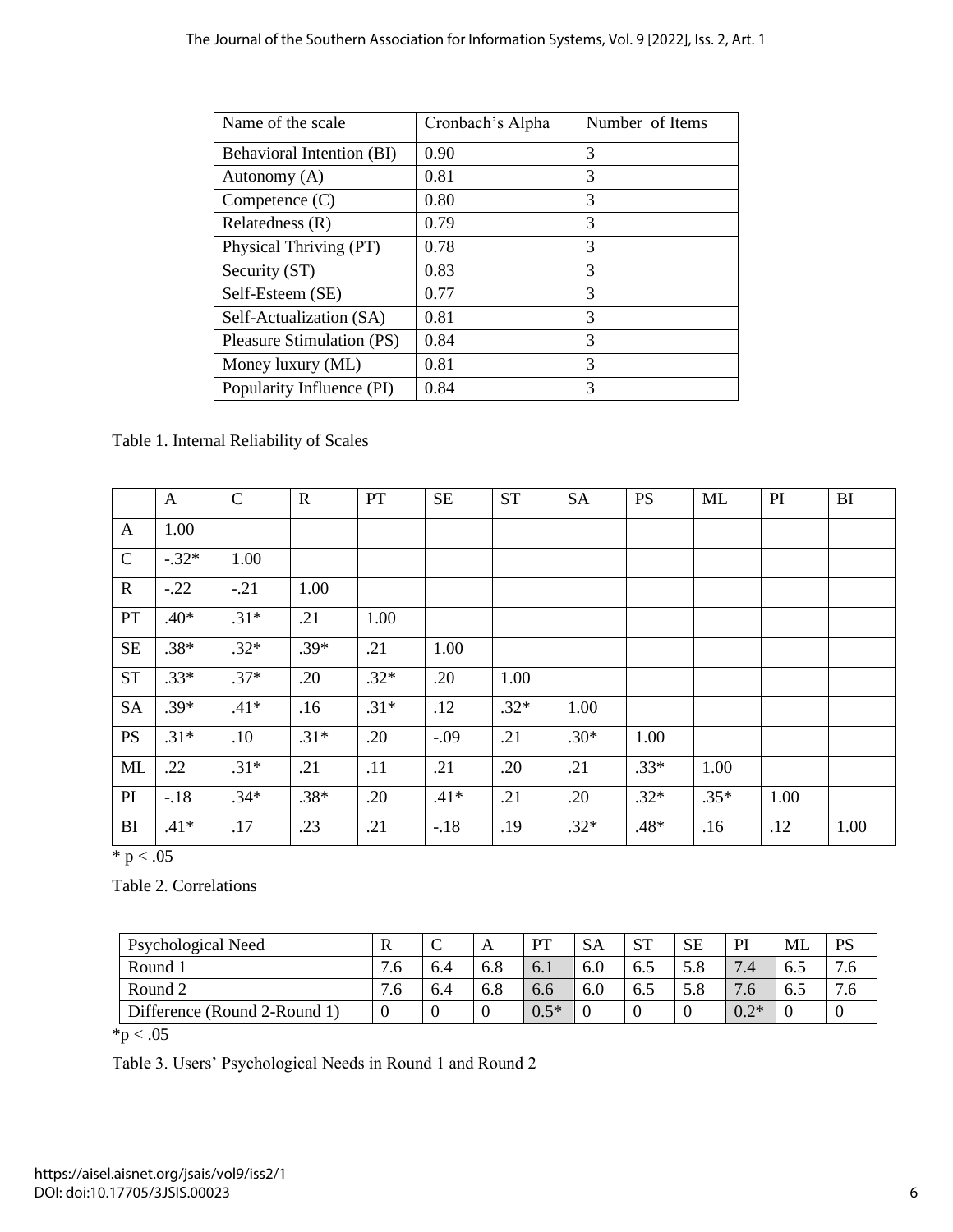| Name of the scale | Cronbach's Alpha | Number of Items |
|---|---|---|
| Behavioral Intention (BI) | 0.90 | 3 |
| Autonomy (A) | 0.81 | 3 |
| Competence (C) | 0.80 | 3 |
| Relatedness (R) | 0.79 | 3 |
| Physical Thriving (PT) | 0.78 | 3 |
| Security (ST) | 0.83 | 3 |
| Self-Esteem (SE) | 0.77 | 3 |
| Self-Actualization (SA) | 0.81 | 3 |
| Pleasure Stimulation (PS) | 0.84 | 3 |
| Money luxury (ML) | 0.81 | 3 |
| Popularity Influence (PI) | 0.84 | 3 |

Table 1. Internal Reliability of Scales

| | A | C | R | PT | SE | ST | SA | PS | ML | PI | BI |
|---|---|---|---|---|---|---|---|---|---|---|---|
| A | 1.00 | | | | | | | | | | |
| C | -.32* | 1.00 | | | | | | | | | |
| R | -.22 | -.21 | 1.00 | | | | | | | | |
| PT | .40* | .31* | .21 | 1.00 | | | | | | | |
| SE | .38* | .32* | .39* | .21 | 1.00 | | | | | | |
| ST | .33* | .37* | .20 | .32* | .20 | 1.00 | | | | | |
| SA | .39* | .41* | .16 | .31* | .12 | .32* | 1.00 | | | | |
| PS | .31* | .10 | .31* | .20 | -.09 | .21 | .30* | 1.00 | | | |
| ML | .22 | .31* | .21 | .11 | .21 | .20 | .21 | .33* | 1.00 | | |
| PI | -.18 | .34* | .38* | .20 | .41* | .21 | .20 | .32* | .35* | 1.00 | |
| BI | .41* | .17 | .23 | .21 | -.18 | .19 | .32* | .48* | .16 | .12 | 1.00 |

* $p < .05$

Table 2. Correlations

| Psychological Need | R | C | A | PT | SA | ST | SE | PI | ML | PS |
|---|---|---|---|---|---|---|---|---|---|---|
| Round 1 | 7.6 | 6.4 | 6.8 | 6.1 | 6.0 | 6.5 | 5.8 | 7.4 | 6.5 | 7.6 |
| Round 2 | 7.6 | 6.4 | 6.8 | 6.6 | 6.0 | 6.5 | 5.8 | 7.6 | 6.5 | 7.6 |
| Difference (Round 2-Round 1) | 0 | 0 | 0 | 0.5* | 0 | 0 | 0 | 0.2* | 0 | 0 |

*$p < .05$

Table 3. Users' Psychological Needs in Round 1 and Round 2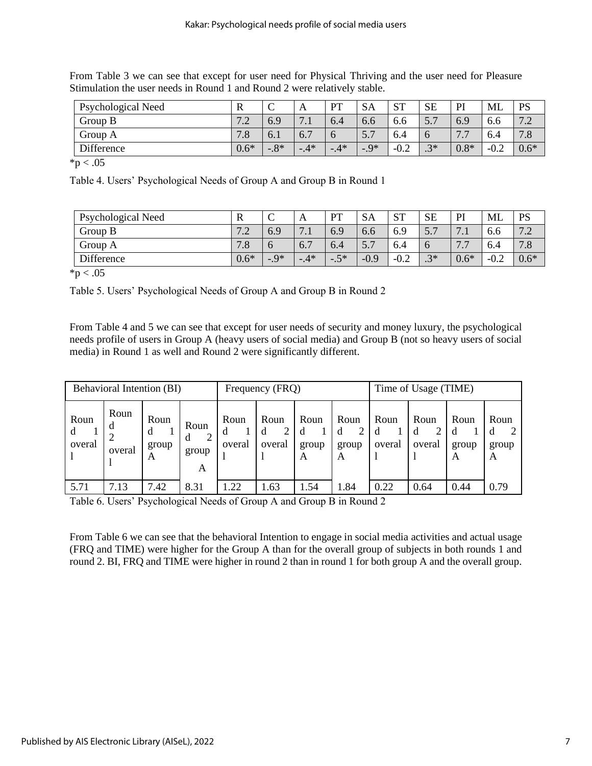From Table 3 we can see that except for user need for Physical Thriving and the user need for Pleasure Stimulation the user needs in Round 1 and Round 2 were relatively stable.

| Psychological Need | R | C | A | PT | SA | ST | SE | PI | ML | PS |
|---|---|---|---|---|---|---|---|---|---|---|
| Group B | 7.2 | 6.9 | 7.1 | 6.4 | 6.6 | 6.6 | 5.7 | 6.9 | 6.6 | 7.2 |
| Group A | 7.8 | 6.1 | 6.7 | 6 | 5.7 | 6.4 | 6 | 7.7 | 6.4 | 7.8 |
| Difference | 0.6* | -.8* | -.4* | -.4* | -.9* | -0.2 | .3* | 0.8* | -0.2 | 0.6* |

*p < .05

Table 4. Users' Psychological Needs of Group A and Group B in Round 1

| Psychological Need | R | C | A | PT | SA | ST | SE | PI | ML | PS |
|---|---|---|---|---|---|---|---|---|---|---|
| Group B | 7.2 | 6.9 | 7.1 | 6.9 | 6.6 | 6.9 | 5.7 | 7.1 | 6.6 | 7.2 |
| Group A | 7.8 | 6 | 6.7 | 6.4 | 5.7 | 6.4 | 6 | 7.7 | 6.4 | 7.8 |
| Difference | 0.6* | -.9* | -.4* | -.5* | -0.9 | -0.2 | .3* | 0.6* | -0.2 | 0.6* |

*p < .05

Table 5. Users' Psychological Needs of Group A and Group B in Round 2

From Table 4 and 5 we can see that except for user needs of security and money luxury, the psychological needs profile of users in Group A (heavy users of social media) and Group B (not so heavy users of social media) in Round 1 as well and Round 2 were significantly different.

| Behavioral Intention (BI) | | | | Frequency (FRQ) | | | | Time of Usage (TIME) | | | |
|---|---|---|---|---|---|---|---|---|---|---|---|
| Round 1 overall | Round 2 overall | Round 1 group A | Round 2 group A | Round 1 overall | Round 2 overall | Round 1 group A | Round 2 group A | Round 1 overall | Round 2 overall | Round 1 group A | Round 2 group A |
| 5.71 | 7.13 | 7.42 | 8.31 | 1.22 | 1.63 | 1.54 | 1.84 | 0.22 | 0.64 | 0.44 | 0.79 |

Table 6. Users' Psychological Needs of Group A and Group B in Round 2

From Table 6 we can see that the behavioral Intention to engage in social media activities and actual usage (FRQ and TIME) were higher for the Group A than for the overall group of subjects in both rounds 1 and round 2. BI, FRQ and TIME were higher in round 2 than in round 1 for both group A and the overall group.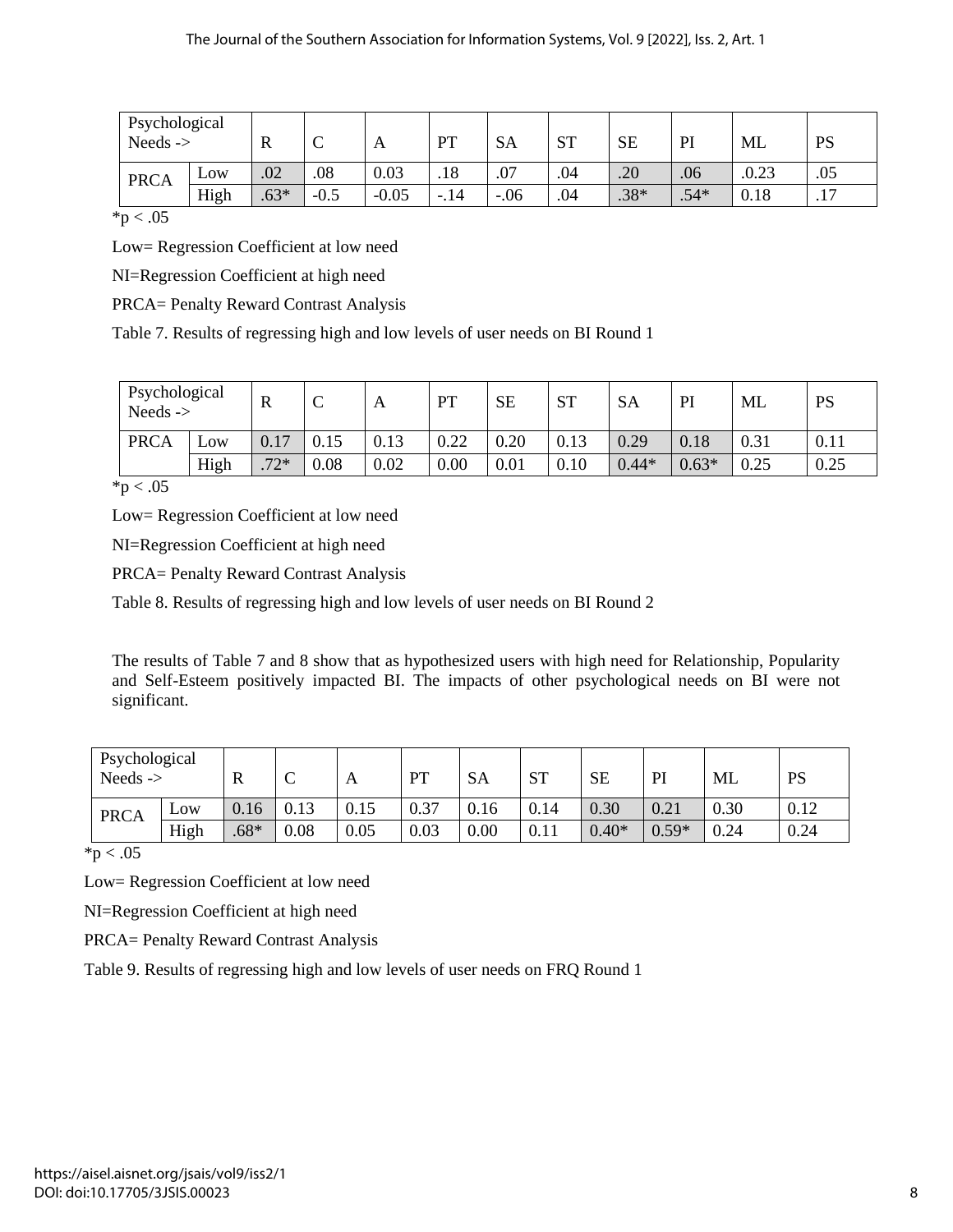| Psychological Needs -> | | R | C | A | PT | SA | ST | SE | PI | ML | PS |
|---|---|---|---|---|---|---|---|---|---|---|---|
| PRCA | Low | .02 | .08 | 0.03 | .18 | .07 | .04 | .20 | .06 | .0.23 | .05 |
| | High | .63* | -0.5 | -0.05 | -.14 | -.06 | .04 | .38* | .54* | 0.18 | .17 |

*p < .05

Low= Regression Coefficient at low need

NI=Regression Coefficient at high need

PRCA= Penalty Reward Contrast Analysis

Table 7. Results of regressing high and low levels of user needs on BI Round 1

| Psychological Needs -> | | R | C | A | PT | SE | ST | SA | PI | ML | PS |
|---|---|---|---|---|---|---|---|---|---|---|---|
| PRCA | Low | 0.17 | 0.15 | 0.13 | 0.22 | 0.20 | 0.13 | 0.29 | 0.18 | 0.31 | 0.11 |
| | High | .72* | 0.08 | 0.02 | 0.00 | 0.01 | 0.10 | 0.44* | 0.63* | 0.25 | 0.25 |

*p < .05

Low= Regression Coefficient at low need

NI=Regression Coefficient at high need

PRCA= Penalty Reward Contrast Analysis

Table 8. Results of regressing high and low levels of user needs on BI Round 2

The results of Table 7 and 8 show that as hypothesized users with high need for Relationship, Popularity and Self-Esteem positively impacted BI. The impacts of other psychological needs on BI were not significant.

| Psychological Needs -> | | R | C | A | PT | SA | ST | SE | PI | ML | PS |
|---|---|---|---|---|---|---|---|---|---|---|---|
| PRCA | Low | 0.16 | 0.13 | 0.15 | 0.37 | 0.16 | 0.14 | 0.30 | 0.21 | 0.30 | 0.12 |
| | High | .68* | 0.08 | 0.05 | 0.03 | 0.00 | 0.11 | 0.40* | 0.59* | 0.24 | 0.24 |

*p < .05

Low= Regression Coefficient at low need

NI=Regression Coefficient at high need

PRCA= Penalty Reward Contrast Analysis

Table 9. Results of regressing high and low levels of user needs on FRQ Round 1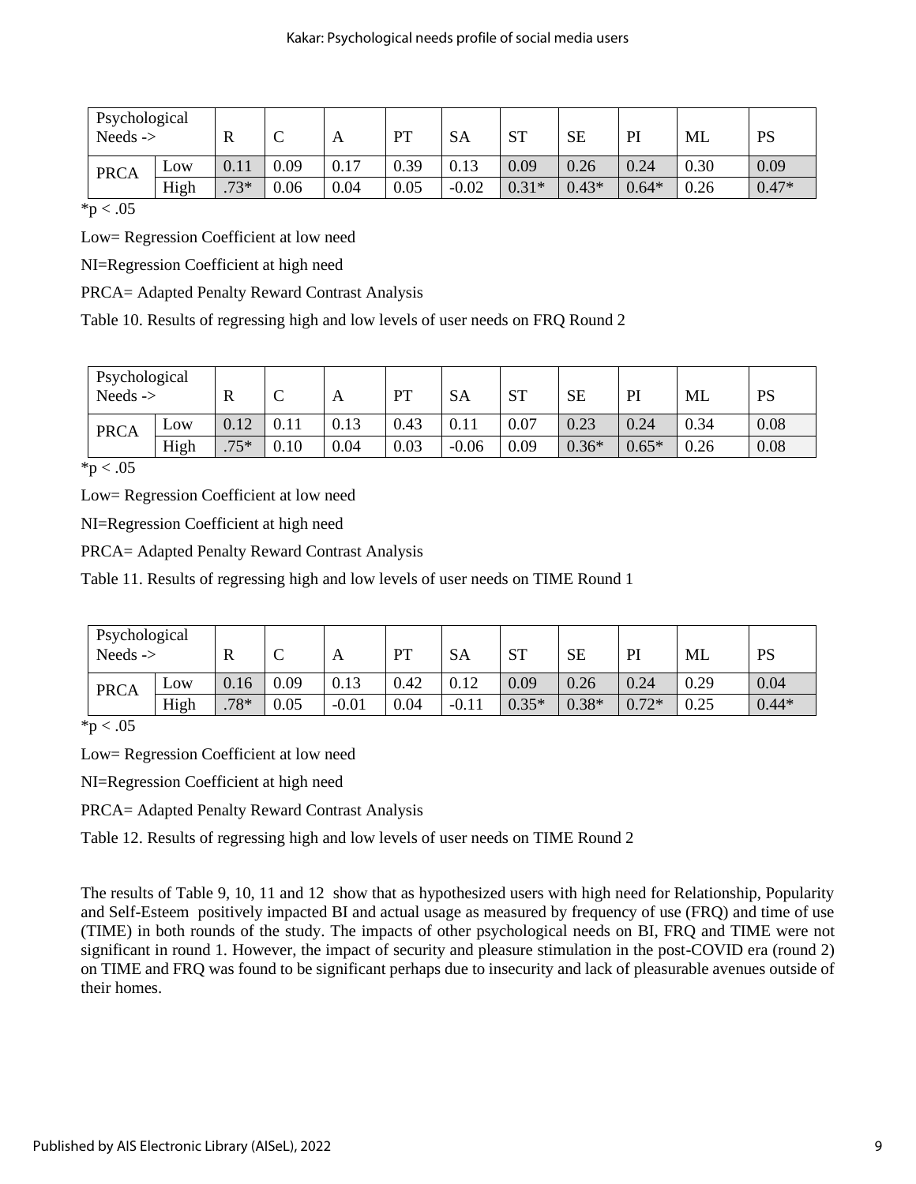| Psychological Needs -> | | R | C | A | PT | SA | ST | SE | PI | ML | PS |
|---|---|---|---|---|---|---|---|---|---|---|---|
| PRCA | Low | 0.11 | 0.09 | 0.17 | 0.39 | 0.13 | 0.09 | 0.26 | 0.24 | 0.30 | 0.09 |
| | High | .73* | 0.06 | 0.04 | 0.05 | -0.02 | 0.31* | 0.43* | 0.64* | 0.26 | 0.47* |

*p < .05

Low= Regression Coefficient at low need

NI=Regression Coefficient at high need

PRCA= Adapted Penalty Reward Contrast Analysis

Table 10. Results of regressing high and low levels of user needs on FRQ Round 2

| Psychological Needs -> | | R | C | A | PT | SA | ST | SE | PI | ML | PS |
|---|---|---|---|---|---|---|---|---|---|---|---|
| PRCA | Low | 0.12 | 0.11 | 0.13 | 0.43 | 0.11 | 0.07 | 0.23 | 0.24 | 0.34 | 0.08 |
| | High | .75* | 0.10 | 0.04 | 0.03 | -0.06 | 0.09 | 0.36* | 0.65* | 0.26 | 0.08 |

*p < .05

Low= Regression Coefficient at low need

NI=Regression Coefficient at high need

PRCA= Adapted Penalty Reward Contrast Analysis

Table 11. Results of regressing high and low levels of user needs on TIME Round 1

| Psychological Needs -> | | R | C | A | PT | SA | ST | SE | PI | ML | PS |
|---|---|---|---|---|---|---|---|---|---|---|---|
| PRCA | Low | 0.16 | 0.09 | 0.13 | 0.42 | 0.12 | 0.09 | 0.26 | 0.24 | 0.29 | 0.04 |
| | High | .78* | 0.05 | -0.01 | 0.04 | -0.11 | 0.35* | 0.38* | 0.72* | 0.25 | 0.44* |

*p < .05

Low= Regression Coefficient at low need

NI=Regression Coefficient at high need

PRCA= Adapted Penalty Reward Contrast Analysis

Table 12. Results of regressing high and low levels of user needs on TIME Round 2

The results of Table 9, 10, 11 and 12 show that as hypothesized users with high need for Relationship, Popularity and Self-Esteem positively impacted BI and actual usage as measured by frequency of use (FRQ) and time of use (TIME) in both rounds of the study. The impacts of other psychological needs on BI, FRQ and TIME were not significant in round 1. However, the impact of security and pleasure stimulation in the post-COVID era (round 2) on TIME and FRQ was found to be significant perhaps due to insecurity and lack of pleasurable avenues outside of their homes.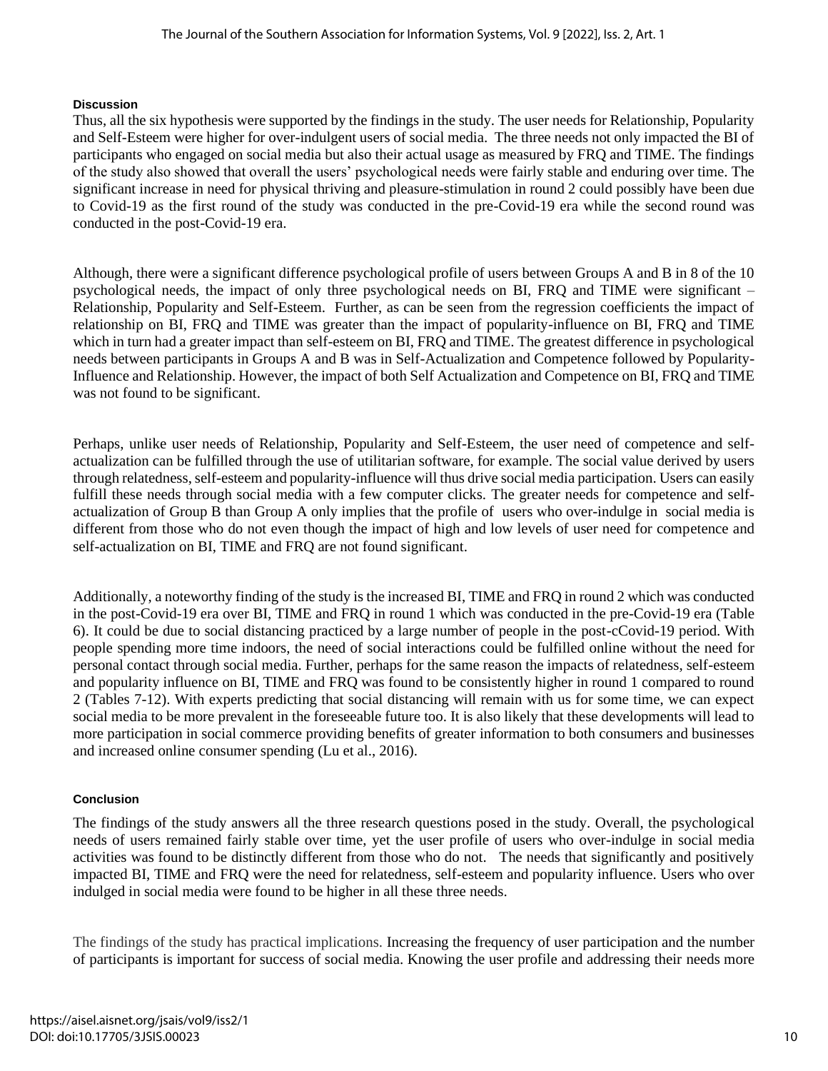#### Discussion

Thus, all the six hypothesis were supported by the findings in the study. The user needs for Relationship, Popularity and Self-Esteem were higher for over-indulgent users of social media. The three needs not only impacted the BI of participants who engaged on social media but also their actual usage as measured by FRQ and TIME. The findings of the study also showed that overall the users' psychological needs were fairly stable and enduring over time. The significant increase in need for physical thriving and pleasure-stimulation in round 2 could possibly have been due to Covid-19 as the first round of the study was conducted in the pre-Covid-19 era while the second round was conducted in the post-Covid-19 era.

Although, there were a significant difference psychological profile of users between Groups A and B in 8 of the 10 psychological needs, the impact of only three psychological needs on BI, FRQ and TIME were significant – Relationship, Popularity and Self-Esteem. Further, as can be seen from the regression coefficients the impact of relationship on BI, FRQ and TIME was greater than the impact of popularity-influence on BI, FRQ and TIME which in turn had a greater impact than self-esteem on BI, FRQ and TIME. The greatest difference in psychological needs between participants in Groups A and B was in Self-Actualization and Competence followed by Popularity-Influence and Relationship. However, the impact of both Self Actualization and Competence on BI, FRQ and TIME was not found to be significant.

Perhaps, unlike user needs of Relationship, Popularity and Self-Esteem, the user need of competence and self-actualization can be fulfilled through the use of utilitarian software, for example. The social value derived by users through relatedness, self-esteem and popularity-influence will thus drive social media participation. Users can easily fulfill these needs through social media with a few computer clicks. The greater needs for competence and self-actualization of Group B than Group A only implies that the profile of users who over-indulge in social media is different from those who do not even though the impact of high and low levels of user need for competence and self-actualization on BI, TIME and FRQ are not found significant.

Additionally, a noteworthy finding of the study is the increased BI, TIME and FRQ in round 2 which was conducted in the post-Covid-19 era over BI, TIME and FRQ in round 1 which was conducted in the pre-Covid-19 era (Table 6). It could be due to social distancing practiced by a large number of people in the post-cCovid-19 period. With people spending more time indoors, the need of social interactions could be fulfilled online without the need for personal contact through social media. Further, perhaps for the same reason the impacts of relatedness, self-esteem and popularity influence on BI, TIME and FRQ was found to be consistently higher in round 1 compared to round 2 (Tables 7-12). With experts predicting that social distancing will remain with us for some time, we can expect social media to be more prevalent in the foreseeable future too. It is also likely that these developments will lead to more participation in social commerce providing benefits of greater information to both consumers and businesses and increased online consumer spending (Lu et al., 2016).

#### Conclusion

The findings of the study answers all the three research questions posed in the study. Overall, the psychological needs of users remained fairly stable over time, yet the user profile of users who over-indulge in social media activities was found to be distinctly different from those who do not. The needs that significantly and positively impacted BI, TIME and FRQ were the need for relatedness, self-esteem and popularity influence. Users who over indulged in social media were found to be higher in all these three needs.

The findings of the study has practical implications. Increasing the frequency of user participation and the number of participants is important for success of social media. Knowing the user profile and addressing their needs more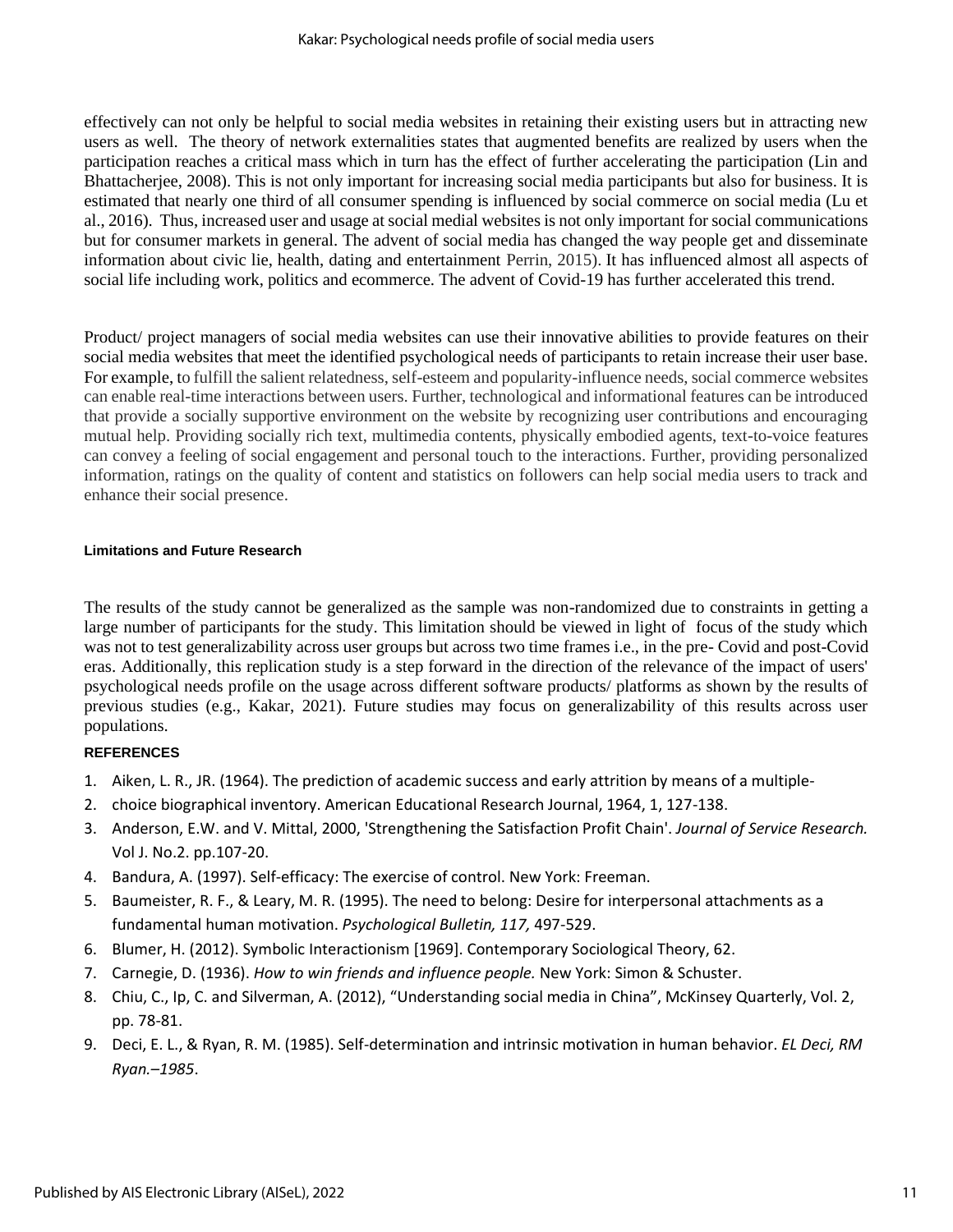effectively can not only be helpful to social media websites in retaining their existing users but in attracting new users as well. The theory of network externalities states that augmented benefits are realized by users when the participation reaches a critical mass which in turn has the effect of further accelerating the participation (Lin and Bhattacherjee, 2008). This is not only important for increasing social media participants but also for business. It is estimated that nearly one third of all consumer spending is influenced by social commerce on social media (Lu et al., 2016). Thus, increased user and usage at social medial websites is not only important for social communications but for consumer markets in general. The advent of social media has changed the way people get and disseminate information about civic lie, health, dating and entertainment Perrin, 2015). It has influenced almost all aspects of social life including work, politics and ecommerce. The advent of Covid-19 has further accelerated this trend.

Product/ project managers of social media websites can use their innovative abilities to provide features on their social media websites that meet the identified psychological needs of participants to retain increase their user base. For example, to fulfill the salient relatedness, self-esteem and popularity-influence needs, social commerce websites can enable real-time interactions between users. Further, technological and informational features can be introduced that provide a socially supportive environment on the website by recognizing user contributions and encouraging mutual help. Providing socially rich text, multimedia contents, physically embodied agents, text-to-voice features can convey a feeling of social engagement and personal touch to the interactions. Further, providing personalized information, ratings on the quality of content and statistics on followers can help social media users to track and enhance their social presence.

#### Limitations and Future Research

The results of the study cannot be generalized as the sample was non-randomized due to constraints in getting a large number of participants for the study. This limitation should be viewed in light of focus of the study which was not to test generalizability across user groups but across two time frames i.e., in the pre- Covid and post-Covid eras. Additionally, this replication study is a step forward in the direction of the relevance of the impact of users' psychological needs profile on the usage across different software products/ platforms as shown by the results of previous studies (e.g., Kakar, 2021). Future studies may focus on generalizability of this results across user populations.

#### REFERENCES

1. Aiken, L. R., JR. (1964). The prediction of academic success and early attrition by means of a multiple-
2. choice biographical inventory. American Educational Research Journal, 1964, 1, 127-138.
3. Anderson, E.W. and V. Mittal, 2000, 'Strengthening the Satisfaction Profit Chain'. *Journal of Service Research.* Vol J. No.2. pp.107-20.
4. Bandura, A. (1997). Self-efficacy: The exercise of control. New York: Freeman.
5. Baumeister, R. F., & Leary, M. R. (1995). The need to belong: Desire for interpersonal attachments as a fundamental human motivation. *Psychological Bulletin, 117,* 497-529.
6. Blumer, H. (2012). Symbolic Interactionism [1969]. Contemporary Sociological Theory, 62.
7. Carnegie, D. (1936). *How to win friends and influence people.* New York: Simon & Schuster.
8. Chiu, C., Ip, C. and Silverman, A. (2012), "Understanding social media in China", McKinsey Quarterly, Vol. 2, pp. 78-81.
9. Deci, E. L., & Ryan, R. M. (1985). Self-determination and intrinsic motivation in human behavior. *EL Deci, RM Ryan.–1985*.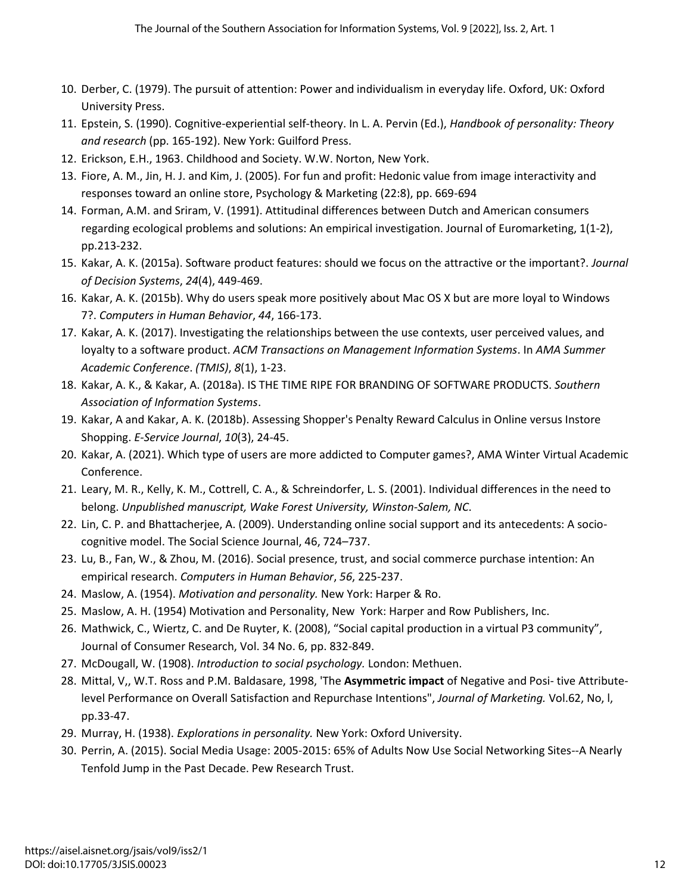10. Derber, C. (1979). The pursuit of attention: Power and individualism in everyday life. Oxford, UK: Oxford University Press.
11. Epstein, S. (1990). Cognitive-experiential self-theory. In L. A. Pervin (Ed.), *Handbook of personality: Theory and research* (pp. 165-192). New York: Guilford Press.
12. Erickson, E.H., 1963. Childhood and Society. W.W. Norton, New York.
13. Fiore, A. M., Jin, H. J. and Kim, J. (2005). For fun and profit: Hedonic value from image interactivity and responses toward an online store, Psychology & Marketing (22:8), pp. 669-694
14. Forman, A.M. and Sriram, V. (1991). Attitudinal differences between Dutch and American consumers regarding ecological problems and solutions: An empirical investigation. Journal of Euromarketing, 1(1-2), pp.213-232.
15. Kakar, A. K. (2015a). Software product features: should we focus on the attractive or the important?. *Journal of Decision Systems*, *24*(4), 449-469.
16. Kakar, A. K. (2015b). Why do users speak more positively about Mac OS X but are more loyal to Windows 7?. *Computers in Human Behavior*, *44*, 166-173.
17. Kakar, A. K. (2017). Investigating the relationships between the use contexts, user perceived values, and loyalty to a software product. *ACM Transactions on Management Information Systems*. In *AMA Summer Academic Conference*. *(TMIS)*, *8*(1), 1-23.
18. Kakar, A. K., & Kakar, A. (2018a). IS THE TIME RIPE FOR BRANDING OF SOFTWARE PRODUCTS. *Southern Association of Information Systems*.
19. Kakar, A and Kakar, A. K. (2018b). Assessing Shopper's Penalty Reward Calculus in Online versus Instore Shopping. *E-Service Journal*, *10*(3), 24-45.
20. Kakar, A. (2021). Which type of users are more addicted to Computer games?, AMA Winter Virtual Academic Conference.
21. Leary, M. R., Kelly, K. M., Cottrell, C. A., & Schreindorfer, L. S. (2001). Individual differences in the need to belong. *Unpublished manuscript, Wake Forest University, Winston-Salem, NC*.
22. Lin, C. P. and Bhattacherjee, A. (2009). Understanding online social support and its antecedents: A socio-cognitive model. The Social Science Journal, 46, 724–737.
23. Lu, B., Fan, W., & Zhou, M. (2016). Social presence, trust, and social commerce purchase intention: An empirical research. *Computers in Human Behavior*, *56*, 225-237.
24. Maslow, A. (1954). *Motivation and personality.* New York: Harper & Ro.
25. Maslow, A. H. (1954) Motivation and Personality, New York: Harper and Row Publishers, Inc.
26. Mathwick, C., Wiertz, C. and De Ruyter, K. (2008), "Social capital production in a virtual P3 community", Journal of Consumer Research, Vol. 34 No. 6, pp. 832-849.
27. McDougall, W. (1908). *Introduction to social psychology.* London: Methuen.
28. Mittal, V,, W.T. Ross and P.M. Baldasare, 1998, 'The **Asymmetric impact** of Negative and Posi- tive Attribute-level Performance on Overall Satisfaction and Repurchase Intentions", *Journal of Marketing.* Vol.62, No, l, pp.33-47.
29. Murray, H. (1938). *Explorations in personality.* New York: Oxford University.
30. Perrin, A. (2015). Social Media Usage: 2005-2015: 65% of Adults Now Use Social Networking Sites--A Nearly Tenfold Jump in the Past Decade. Pew Research Trust.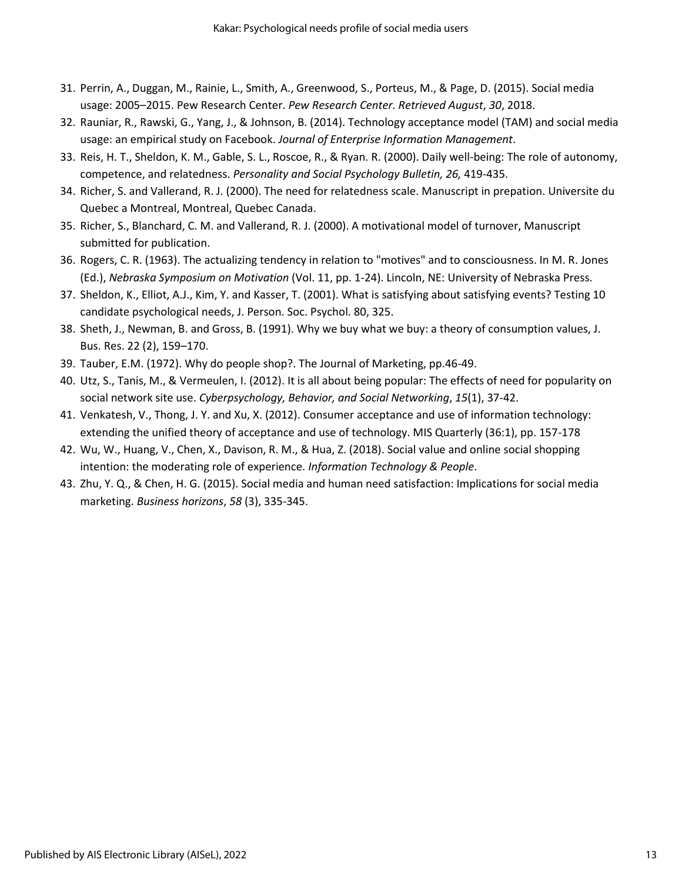31. Perrin, A., Duggan, M., Rainie, L., Smith, A., Greenwood, S., Porteus, M., & Page, D. (2015). Social media usage: 2005–2015. Pew Research Center. *Pew Research Center. Retrieved August*, *30*, 2018.
32. Rauniar, R., Rawski, G., Yang, J., & Johnson, B. (2014). Technology acceptance model (TAM) and social media usage: an empirical study on Facebook. *Journal of Enterprise Information Management*.
33. Reis, H. T., Sheldon, K. M., Gable, S. L., Roscoe, R., & Ryan. R. (2000). Daily well-being: The role of autonomy, competence, and relatedness. *Personality and Social Psychology Bulletin, 26,* 419-435.
34. Richer, S. and Vallerand, R. J. (2000). The need for relatedness scale. Manuscript in prepation. Universite du Quebec a Montreal, Montreal, Quebec Canada.
35. Richer, S., Blanchard, C. M. and Vallerand, R. J. (2000). A motivational model of turnover, Manuscript submitted for publication.
36. Rogers, C. R. (1963). The actualizing tendency in relation to "motives" and to consciousness. In M. R. Jones (Ed.), *Nebraska Symposium on Motivation* (Vol. 11, pp. 1-24). Lincoln, NE: University of Nebraska Press.
37. Sheldon, K., Elliot, A.J., Kim, Y. and Kasser, T. (2001). What is satisfying about satisfying events? Testing 10 candidate psychological needs, J. Person. Soc. Psychol. 80, 325.
38. Sheth, J., Newman, B. and Gross, B. (1991). Why we buy what we buy: a theory of consumption values, J. Bus. Res. 22 (2), 159–170.
39. Tauber, E.M. (1972). Why do people shop?. The Journal of Marketing, pp.46-49.
40. Utz, S., Tanis, M., & Vermeulen, I. (2012). It is all about being popular: The effects of need for popularity on social network site use. *Cyberpsychology, Behavior, and Social Networking*, *15*(1), 37-42.
41. Venkatesh, V., Thong, J. Y. and Xu, X. (2012). Consumer acceptance and use of information technology: extending the unified theory of acceptance and use of technology. MIS Quarterly (36:1), pp. 157-178
42. Wu, W., Huang, V., Chen, X., Davison, R. M., & Hua, Z. (2018). Social value and online social shopping intention: the moderating role of experience. *Information Technology & People*.
43. Zhu, Y. Q., & Chen, H. G. (2015). Social media and human need satisfaction: Implications for social media marketing. *Business horizons*, *58* (3), 335-345.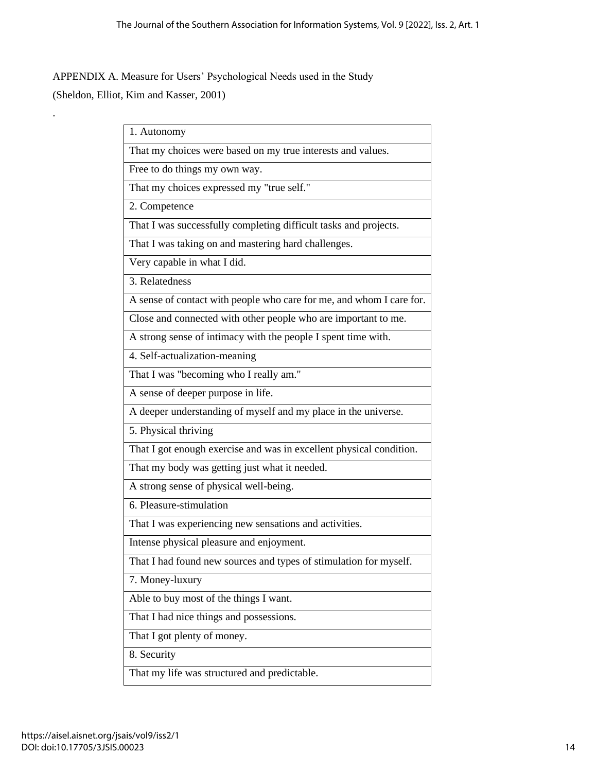APPENDIX A. Measure for Users' Psychological Needs used in the Study

(Sheldon, Elliot, Kim and Kasser, 2001)

.

| 1. Autonomy |
|---|
| That my choices were based on my true interests and values. |
| Free to do things my own way. |
| That my choices expressed my "true self." |
| 2. Competence |
| That I was successfully completing difficult tasks and projects. |
| That I was taking on and mastering hard challenges. |
| Very capable in what I did. |
| 3. Relatedness |
| A sense of contact with people who care for me, and whom I care for. |
| Close and connected with other people who are important to me. |
| A strong sense of intimacy with the people I spent time with. |
| 4. Self-actualization-meaning |
| That I was "becoming who I really am." |
| A sense of deeper purpose in life. |
| A deeper understanding of myself and my place in the universe. |
| 5. Physical thriving |
| That I got enough exercise and was in excellent physical condition. |
| That my body was getting just what it needed. |
| A strong sense of physical well-being. |
| 6. Pleasure-stimulation |
| That I was experiencing new sensations and activities. |
| Intense physical pleasure and enjoyment. |
| That I had found new sources and types of stimulation for myself. |
| 7. Money-luxury |
| Able to buy most of the things I want. |
| That I had nice things and possessions. |
| That I got plenty of money. |
| 8. Security |
| That my life was structured and predictable. |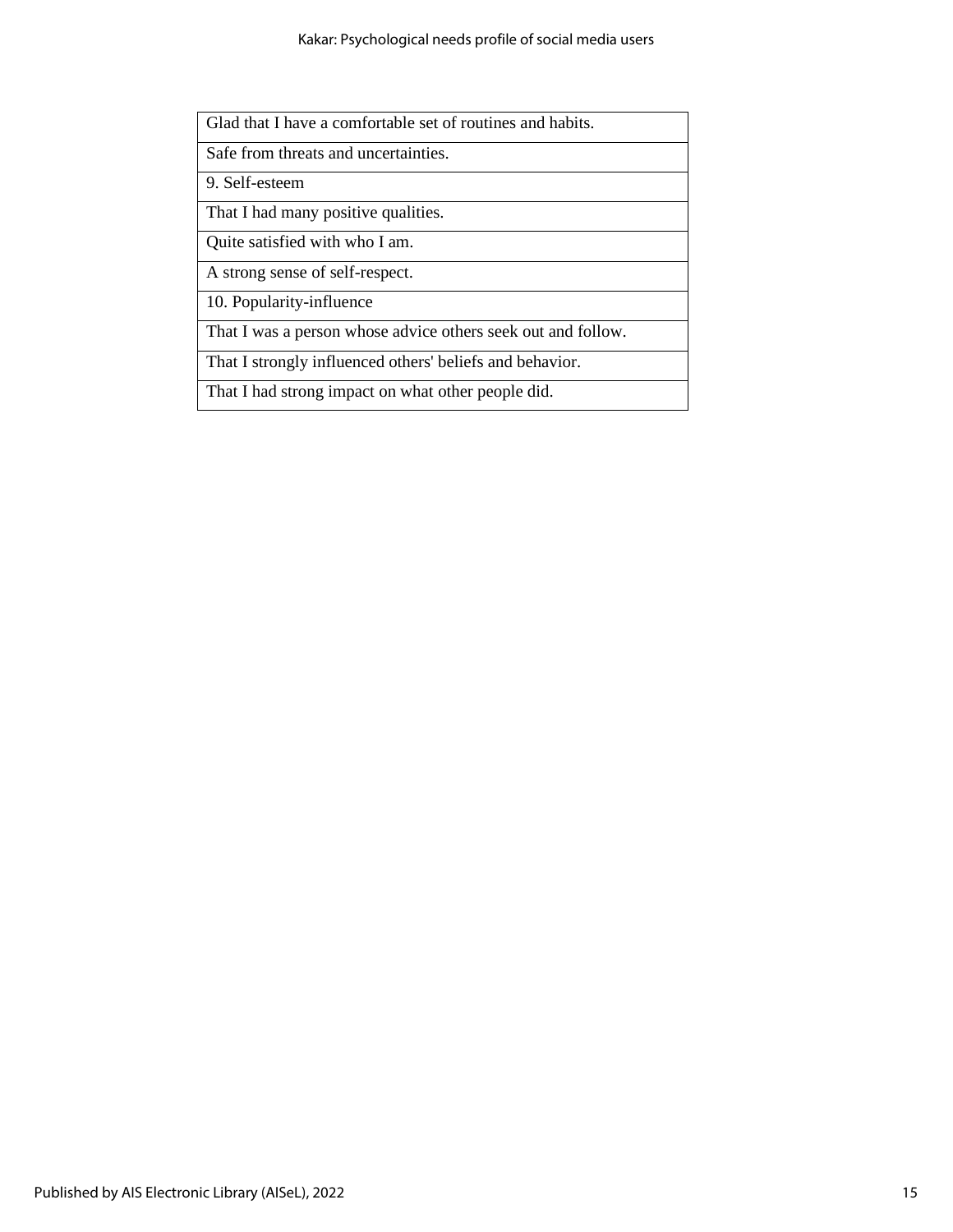| |
|---|
| Glad that I have a comfortable set of routines and habits. |
| Safe from threats and uncertainties. |
| 9. Self-esteem |
| That I had many positive qualities. |
| Quite satisfied with who I am. |
| A strong sense of self-respect. |
| 10. Popularity-influence |
| That I was a person whose advice others seek out and follow. |
| That I strongly influenced others' beliefs and behavior. |
| That I had strong impact on what other people did. |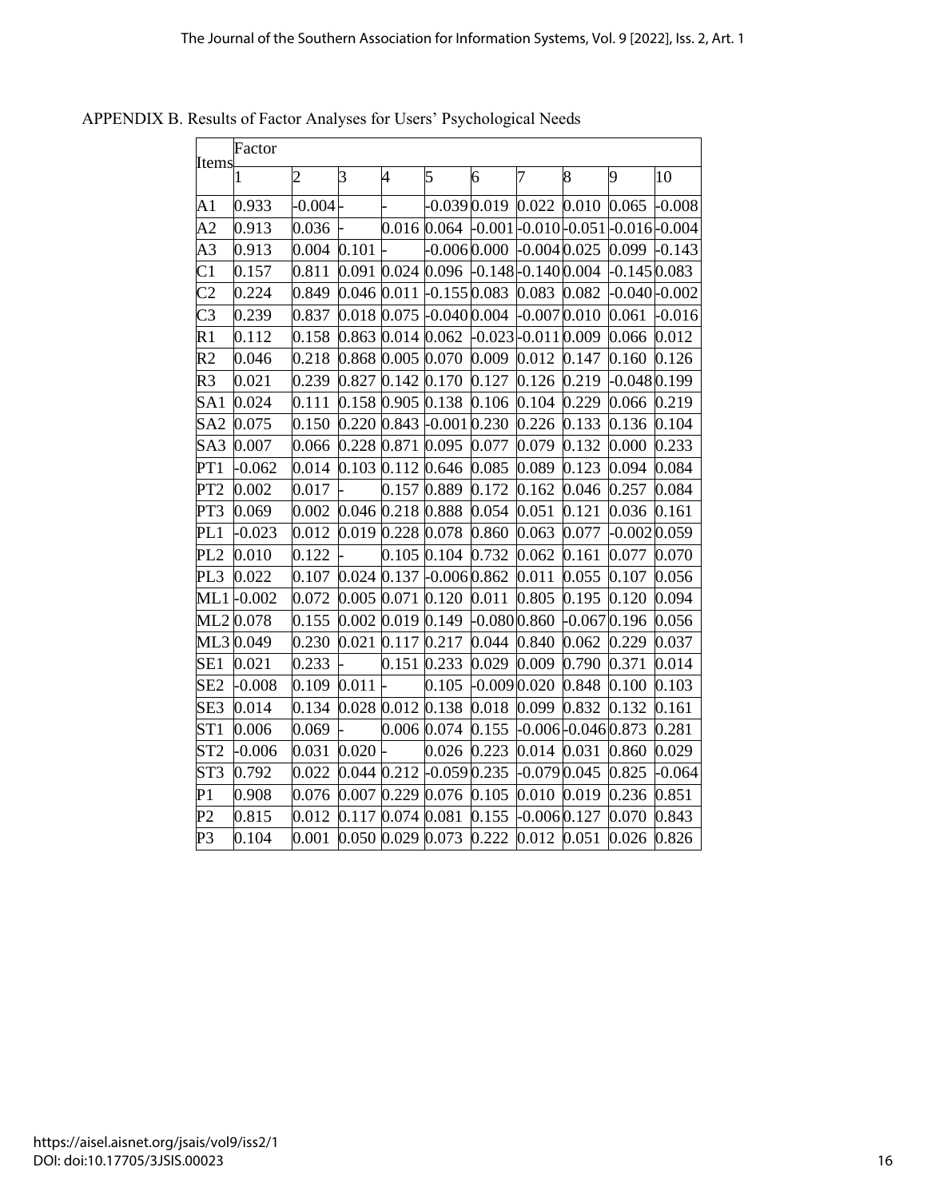APPENDIX B. Results of Factor Analyses for Users' Psychological Needs

| Items | Factor | | | | | | | | | |
|---|---|---|---|---|---|---|---|---|---|---|
| | 1 | 2 | 3 | 4 | 5 | 6 | 7 | 8 | 9 | 10 |
| A1 | 0.933 | -0.004 | - | - | -0.039 | 0.019 | 0.022 | 0.010 | 0.065 | -0.008 |
| A2 | 0.913 | 0.036 | - | 0.016 | 0.064 | -0.001 | -0.010 | -0.051 | -0.016 | -0.004 |
| A3 | 0.913 | 0.004 | 0.101 | - | -0.006 | 0.000 | -0.004 | 0.025 | 0.099 | -0.143 |
| C1 | 0.157 | 0.811 | 0.091 | 0.024 | 0.096 | -0.148 | -0.140 | 0.004 | -0.145 | 0.083 |
| C2 | 0.224 | 0.849 | 0.046 | 0.011 | -0.155 | 0.083 | 0.083 | 0.082 | -0.040 | -0.002 |
| C3 | 0.239 | 0.837 | 0.018 | 0.075 | -0.040 | 0.004 | -0.007 | 0.010 | 0.061 | -0.016 |
| R1 | 0.112 | 0.158 | 0.863 | 0.014 | 0.062 | -0.023 | -0.011 | 0.009 | 0.066 | 0.012 |
| R2 | 0.046 | 0.218 | 0.868 | 0.005 | 0.070 | 0.009 | 0.012 | 0.147 | 0.160 | 0.126 |
| R3 | 0.021 | 0.239 | 0.827 | 0.142 | 0.170 | 0.127 | 0.126 | 0.219 | -0.048 | 0.199 |
| SA1 | 0.024 | 0.111 | 0.158 | 0.905 | 0.138 | 0.106 | 0.104 | 0.229 | 0.066 | 0.219 |
| SA2 | 0.075 | 0.150 | 0.220 | 0.843 | -0.001 | 0.230 | 0.226 | 0.133 | 0.136 | 0.104 |
| SA3 | 0.007 | 0.066 | 0.228 | 0.871 | 0.095 | 0.077 | 0.079 | 0.132 | 0.000 | 0.233 |
| PT1 | -0.062 | 0.014 | 0.103 | 0.112 | 0.646 | 0.085 | 0.089 | 0.123 | 0.094 | 0.084 |
| PT2 | 0.002 | 0.017 | - | 0.157 | 0.889 | 0.172 | 0.162 | 0.046 | 0.257 | 0.084 |
| PT3 | 0.069 | 0.002 | 0.046 | 0.218 | 0.888 | 0.054 | 0.051 | 0.121 | 0.036 | 0.161 |
| PL1 | -0.023 | 0.012 | 0.019 | 0.228 | 0.078 | 0.860 | 0.063 | 0.077 | -0.002 | 0.059 |
| PL2 | 0.010 | 0.122 | - | 0.105 | 0.104 | 0.732 | 0.062 | 0.161 | 0.077 | 0.070 |
| PL3 | 0.022 | 0.107 | 0.024 | 0.137 | -0.006 | 0.862 | 0.011 | 0.055 | 0.107 | 0.056 |
| ML1 | -0.002 | 0.072 | 0.005 | 0.071 | 0.120 | 0.011 | 0.805 | 0.195 | 0.120 | 0.094 |
| ML2 | 0.078 | 0.155 | 0.002 | 0.019 | 0.149 | -0.080 | 0.860 | -0.067 | 0.196 | 0.056 |
| ML3 | 0.049 | 0.230 | 0.021 | 0.117 | 0.217 | 0.044 | 0.840 | 0.062 | 0.229 | 0.037 |
| SE1 | 0.021 | 0.233 | - | 0.151 | 0.233 | 0.029 | 0.009 | 0.790 | 0.371 | 0.014 |
| SE2 | -0.008 | 0.109 | 0.011 | - | 0.105 | -0.009 | 0.020 | 0.848 | 0.100 | 0.103 |
| SE3 | 0.014 | 0.134 | 0.028 | 0.012 | 0.138 | 0.018 | 0.099 | 0.832 | 0.132 | 0.161 |
| ST1 | 0.006 | 0.069 | - | 0.006 | 0.074 | 0.155 | -0.006 | -0.046 | 0.873 | 0.281 |
| ST2 | -0.006 | 0.031 | 0.020 | - | 0.026 | 0.223 | 0.014 | 0.031 | 0.860 | 0.029 |
| ST3 | 0.792 | 0.022 | 0.044 | 0.212 | -0.059 | 0.235 | -0.079 | 0.045 | 0.825 | -0.064 |
| P1 | 0.908 | 0.076 | 0.007 | 0.229 | 0.076 | 0.105 | 0.010 | 0.019 | 0.236 | 0.851 |
| P2 | 0.815 | 0.012 | 0.117 | 0.074 | 0.081 | 0.155 | -0.006 | 0.127 | 0.070 | 0.843 |
| P3 | 0.104 | 0.001 | 0.050 | 0.029 | 0.073 | 0.222 | 0.012 | 0.051 | 0.026 | 0.826 |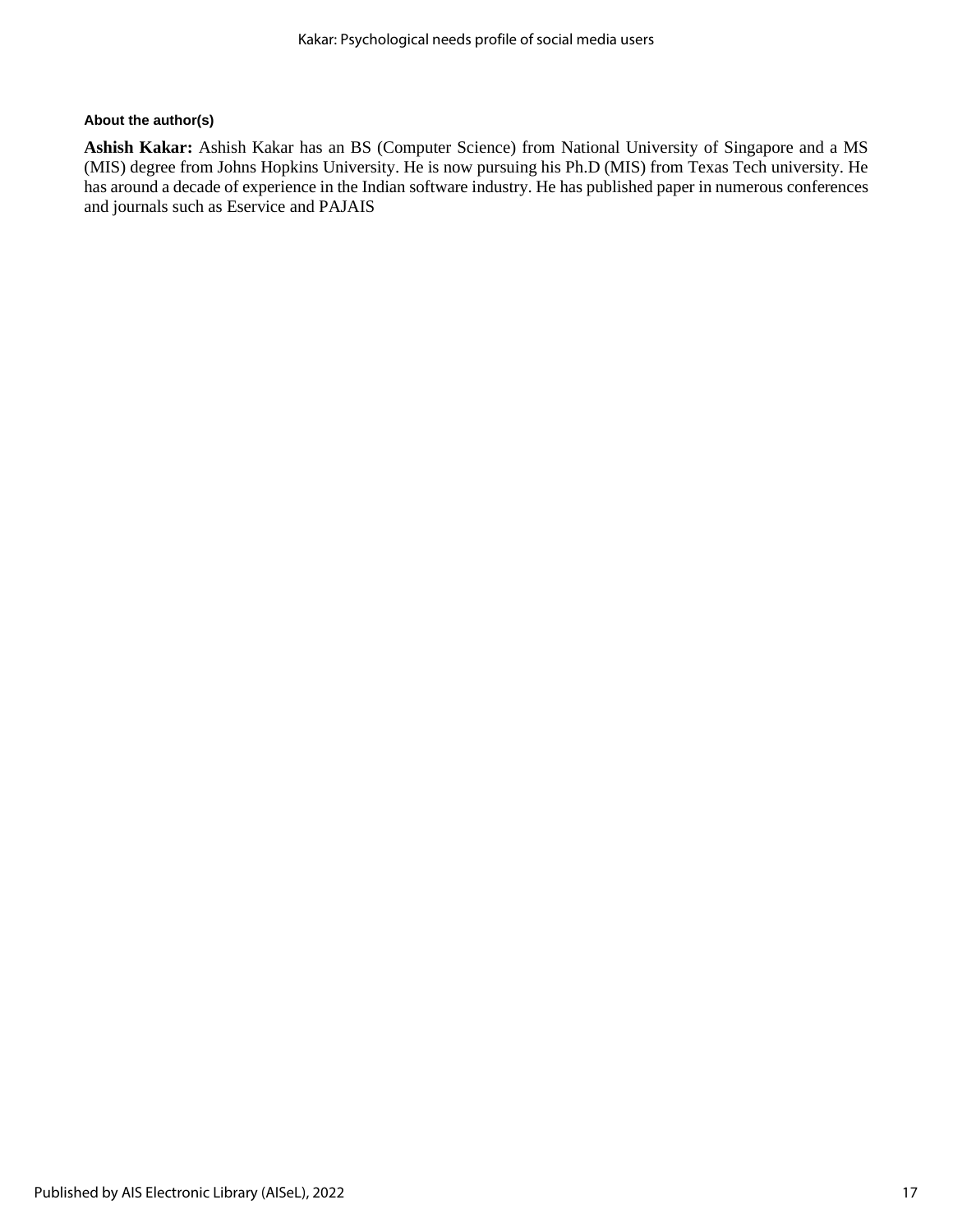#### About the author(s)

**Ashish Kakar:** Ashish Kakar has an BS (Computer Science) from National University of Singapore and a MS (MIS) degree from Johns Hopkins University. He is now pursuing his Ph.D (MIS) from Texas Tech university. He has around a decade of experience in the Indian software industry. He has published paper in numerous conferences and journals such as Eservice and PAJAIS